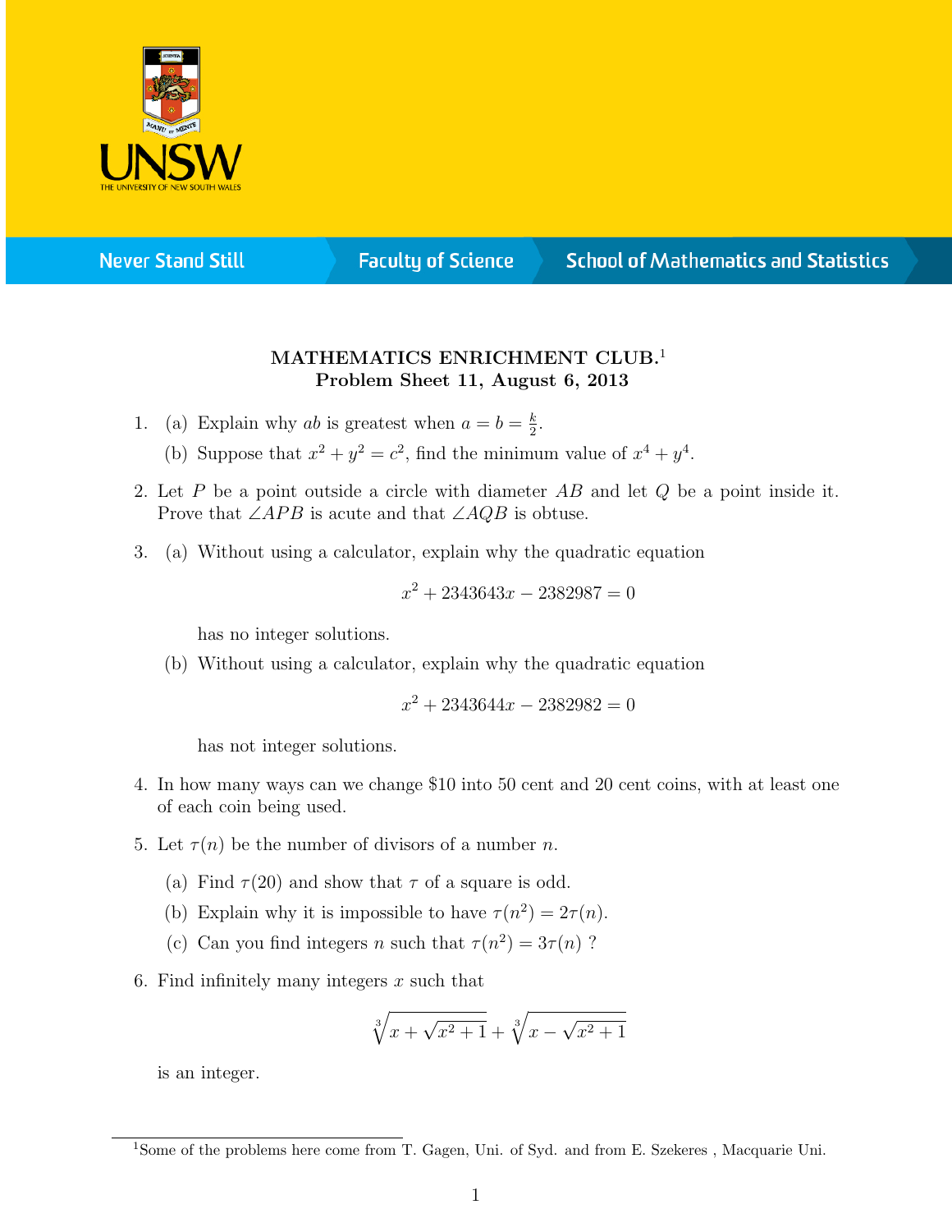**MATHEMATICS ENRICHMENT CLUB.**[1]
**Problem Sheet 11, August 6, 2013**

1. (a) Explain why $ab$ is greatest when $a = b = \frac{k}{2}$.

   (b) Suppose that $x^2 + y^2 = c^2$, find the minimum value of $x^4 + y^4$.

2. Let $P$ be a point outside a circle with diameter $AB$ and let $Q$ be a point inside it. Prove that $\angle APB$ is acute and that $\angle AQB$ is obtuse.

3. (a) Without using a calculator, explain why the quadratic equation

   $$x^2 + 2343643x - 2382987 = 0$$

   has no integer solutions.

   (b) Without using a calculator, explain why the quadratic equation

   $$x^2 + 2343644x - 2382982 = 0$$

   has not integer solutions.

4. In how many ways can we change \$10 into 50 cent and 20 cent coins, with at least one of each coin being used.

5. Let $\tau(n)$ be the number of divisors of a number $n$.

   (a) Find $\tau(20)$ and show that $\tau$ of a square is odd.

   (b) Explain why it is impossible to have $\tau(n^2) = 2\tau(n)$.

   (c) Can you find integers $n$ such that $\tau(n^2) = 3\tau(n)$ ?

6. Find infinitely many integers $x$ such that

   $$\sqrt[3]{x + \sqrt{x^2 + 1}} + \sqrt[3]{x - \sqrt{x^2 + 1}}$$

   is an integer.

---

[1] Some of the problems here come from T. Gagen, Uni. of Syd. and from E. Szekeres , Macquarie Uni.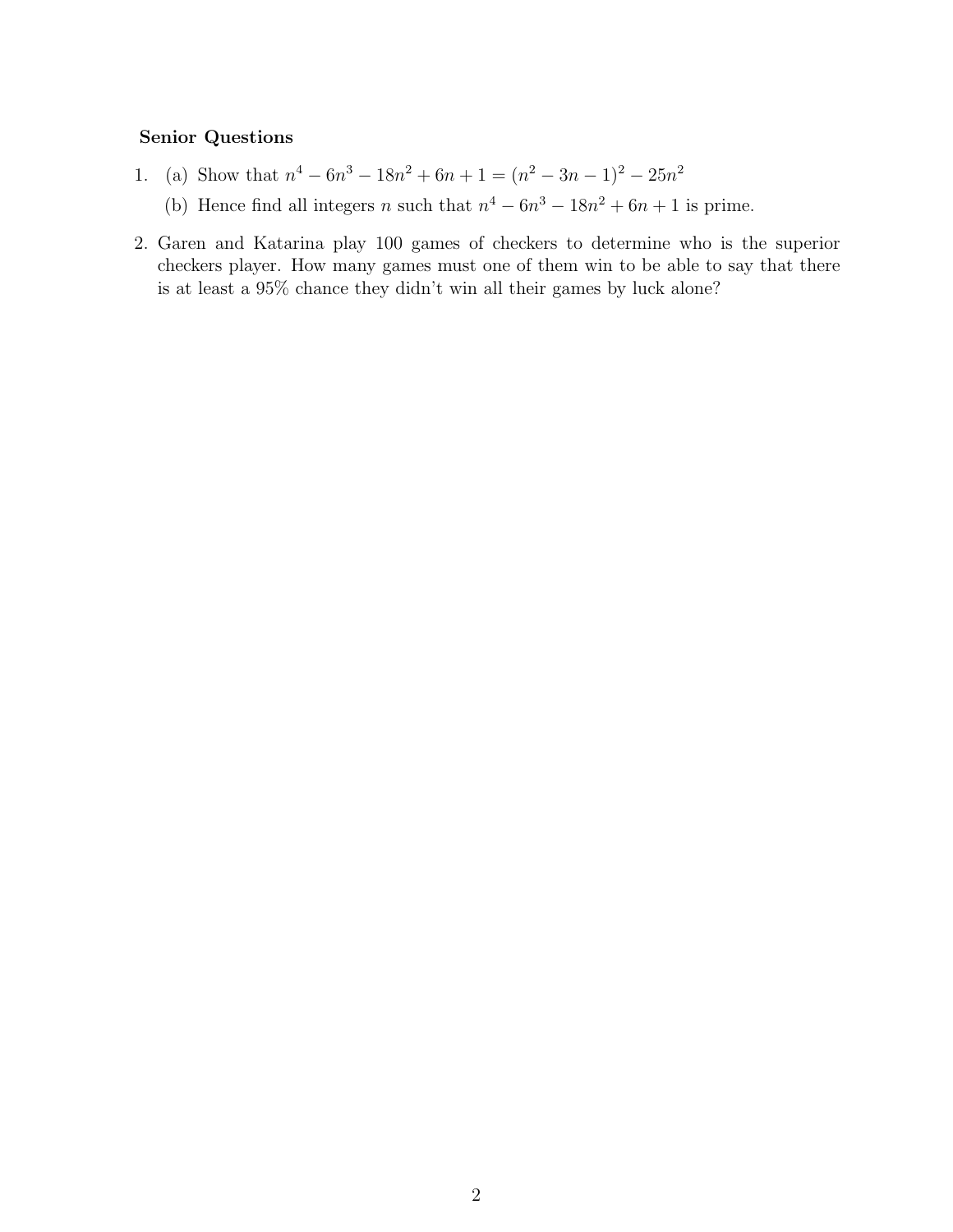**Senior Questions**

1. (a) Show that $n^4 - 6n^3 - 18n^2 + 6n + 1 = (n^2 - 3n - 1)^2 - 25n^2$

   (b) Hence find all integers $n$ such that $n^4 - 6n^3 - 18n^2 + 6n + 1$ is prime.

2. Garen and Katarina play 100 games of checkers to determine who is the superior checkers player. How many games must one of them win to be able to say that there is at least a 95% chance they didn't win all their games by luck alone?